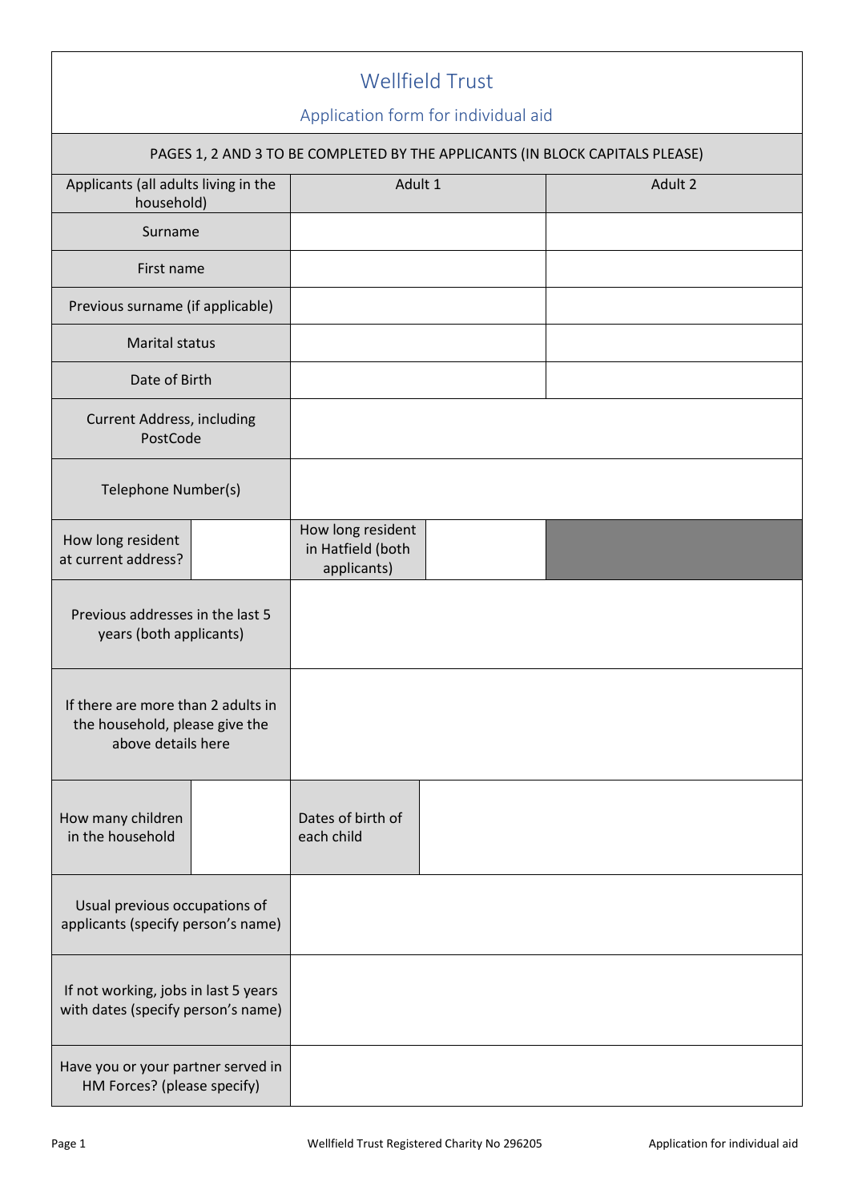# Wellfield Trust

## Application form for individual aid

| PAGES 1, 2 AND 3 TO BE COMPLETED BY THE APPLICANTS (IN BLOCK CAPITALS PLEASE) | | | | |
|---|---|---|---|---|
| Applicants (all adults living in the household) | | Adult 1 | | Adult 2 |
| Surname | | | | |
| First name | | | | |
| Previous surname (if applicable) | | | | |
| Marital status | | | | |
| Date of Birth | | | | |
| Current Address, including PostCode | | | | |
| Telephone Number(s) | | | | |
| How long resident at current address? | | How long resident in Hatfield (both applicants) | | |
| Previous addresses in the last 5 years (both applicants) | | | | |
| If there are more than 2 adults in the household, please give the above details here | | | | |
| How many children in the household | | Dates of birth of each child | | |
| Usual previous occupations of applicants (specify person's name) | | | | |
| If not working, jobs in last 5 years with dates (specify person's name) | | | | |
| Have you or your partner served in HM Forces? (please specify) | | | | |

Wellfield Trust Registered Charity No 296205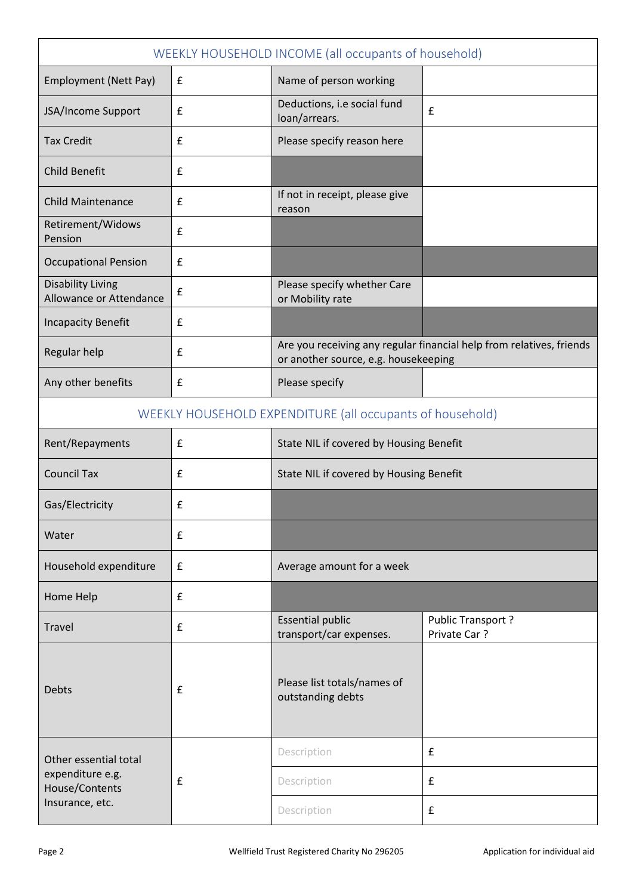| WEEKLY HOUSEHOLD INCOME (all occupants of household) | | | |
|---|---|---|---|
| Employment (Nett Pay) | £ | Name of person working | |
| JSA/Income Support | £ | Deductions, i.e social fund loan/arrears. | £ |
| Tax Credit | £ | Please specify reason here | |
| Child Benefit | £ | | |
| Child Maintenance | £ | If not in receipt, please give reason | |
| Retirement/Widows Pension | £ | | |
| Occupational Pension | £ | | |
| Disability Living Allowance or Attendance | £ | Please specify whether Care or Mobility rate | |
| Incapacity Benefit | £ | | |
| Regular help | £ | Are you receiving any regular financial help from relatives, friends or another source, e.g. housekeeping | |
| Any other benefits | £ | Please specify | |

| WEEKLY HOUSEHOLD EXPENDITURE (all occupants of household) | | | |
|---|---|---|---|
| Rent/Repayments | £ | State NIL if covered by Housing Benefit | |
| Council Tax | £ | State NIL if covered by Housing Benefit | |
| Gas/Electricity | £ | | |
| Water | £ | | |
| Household expenditure | £ | Average amount for a week | |
| Home Help | £ | | |
| Travel | £ | Essential public transport/car expenses. | Public Transport ? Private Car ? |
| Debts | £ | Please list totals/names of outstanding debts | |
| Other essential total expenditure e.g. House/Contents Insurance, etc. | £ | Description | £ |
| | | Description | £ |
| | | Description | £ |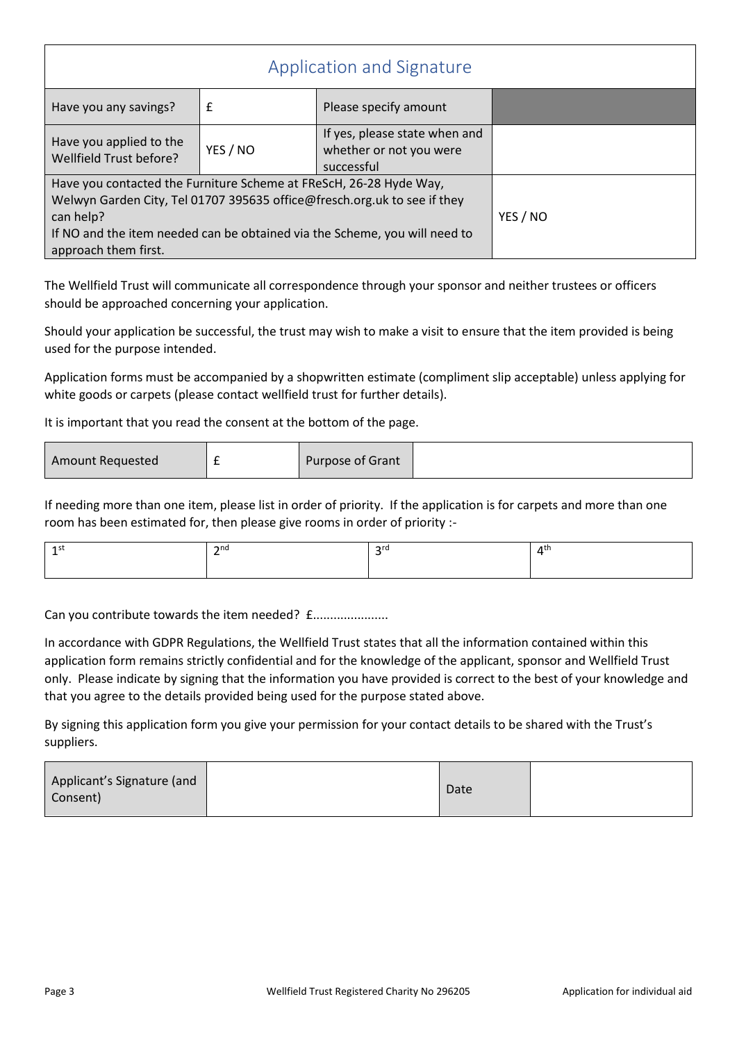## Application and Signature

| Have you any savings? | £ | Please specify amount | |
|---|---|---|---|
| Have you applied to the Wellfield Trust before? | YES / NO | If yes, please state when and whether or not you were successful | |
| Have you contacted the Furniture Scheme at FReScH, 26-28 Hyde Way, Welwyn Garden City, Tel 01707 395635 office@fresch.org.uk to see if they can help? If NO and the item needed can be obtained via the Scheme, you will need to approach them first. | | | YES / NO |

The Wellfield Trust will communicate all correspondence through your sponsor and neither trustees or officers should be approached concerning your application.

Should your application be successful, the trust may wish to make a visit to ensure that the item provided is being used for the purpose intended.

Application forms must be accompanied by a shopwritten estimate (compliment slip acceptable) unless applying for white goods or carpets (please contact wellfield trust for further details).

It is important that you read the consent at the bottom of the page.

| Amount Requested | £ | Purpose of Grant | |
|---|---|---|---|

If needing more than one item, please list in order of priority. If the application is for carpets and more than one room has been estimated for, then please give rooms in order of priority :-

| 1st | 2nd | 3rd | 4th |
|---|---|---|---|
| | | | |

Can you contribute towards the item needed? £......................

In accordance with GDPR Regulations, the Wellfield Trust states that all the information contained within this application form remains strictly confidential and for the knowledge of the applicant, sponsor and Wellfield Trust only. Please indicate by signing that the information you have provided is correct to the best of your knowledge and that you agree to the details provided being used for the purpose stated above.

By signing this application form you give your permission for your contact details to be shared with the Trust's suppliers.

| Applicant's Signature (and Consent) | | Date | |
|---|---|---|---|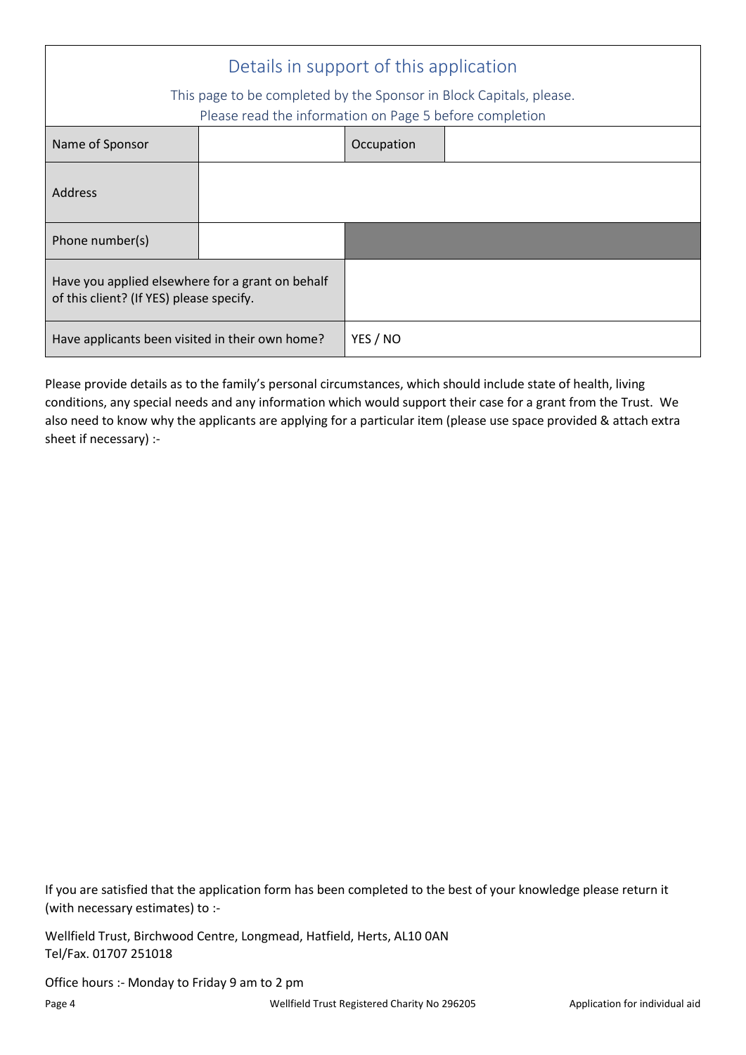## Details in support of this application

This page to be completed by the Sponsor in Block Capitals, please.

Please read the information on Page 5 before completion

| Name of Sponsor | | Occupation | |
|---|---|---|---|
| Address | | | |
| Phone number(s) | | | |
| Have you applied elsewhere for a grant on behalf of this client? (If YES) please specify. | | | |
| Have applicants been visited in their own home? | | YES / NO | |

Please provide details as to the family's personal circumstances, which should include state of health, living conditions, any special needs and any information which would support their case for a grant from the Trust. We also need to know why the applicants are applying for a particular item (please use space provided & attach extra sheet if necessary) :-

If you are satisfied that the application form has been completed to the best of your knowledge please return it (with necessary estimates) to :-

Wellfield Trust, Birchwood Centre, Longmead, Hatfield, Herts, AL10 0AN
Tel/Fax. 01707 251018

Office hours :- Monday to Friday 9 am to 2 pm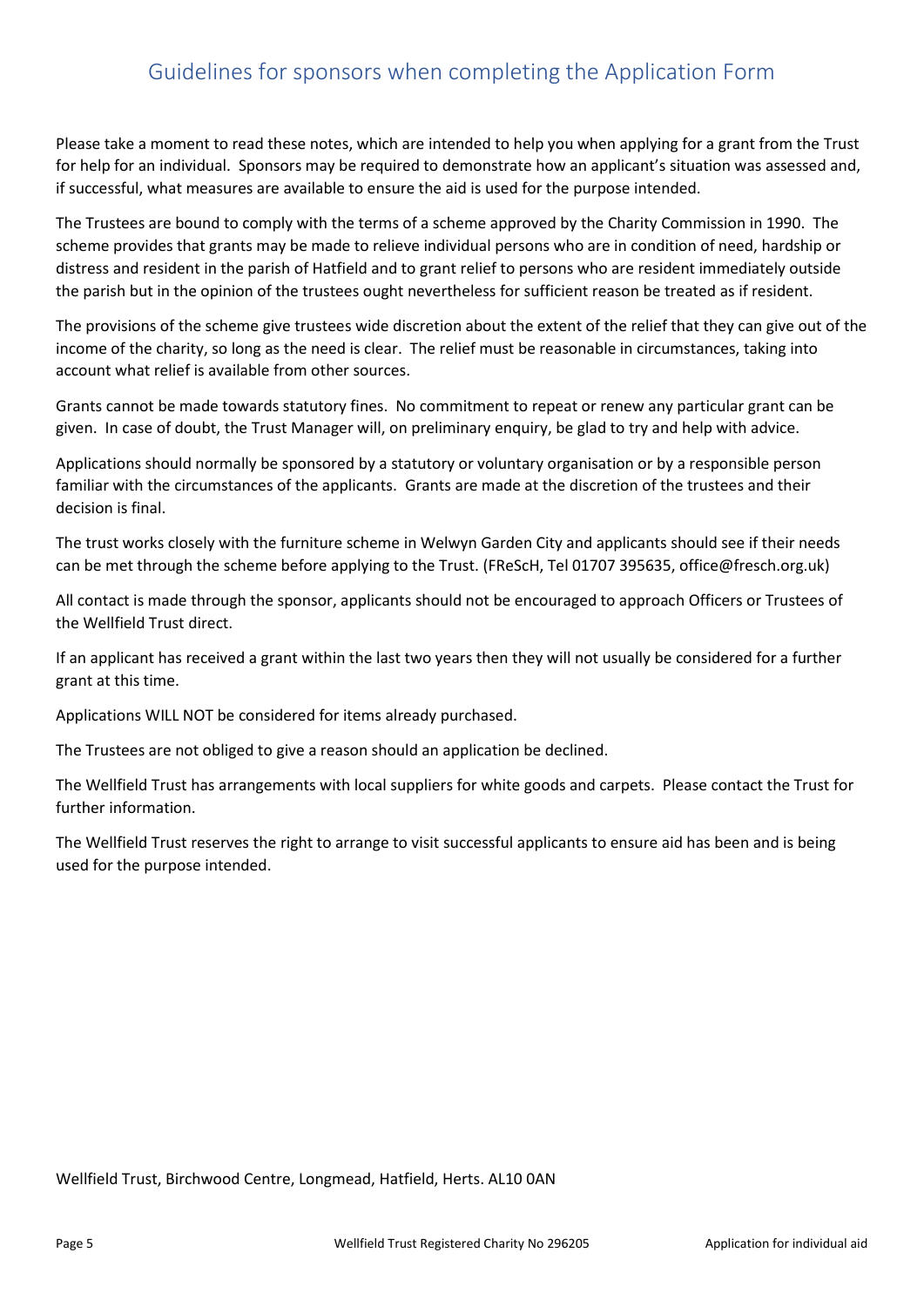# Guidelines for sponsors when completing the Application Form

Please take a moment to read these notes, which are intended to help you when applying for a grant from the Trust for help for an individual. Sponsors may be required to demonstrate how an applicant's situation was assessed and, if successful, what measures are available to ensure the aid is used for the purpose intended.

The Trustees are bound to comply with the terms of a scheme approved by the Charity Commission in 1990. The scheme provides that grants may be made to relieve individual persons who are in condition of need, hardship or distress and resident in the parish of Hatfield and to grant relief to persons who are resident immediately outside the parish but in the opinion of the trustees ought nevertheless for sufficient reason be treated as if resident.

The provisions of the scheme give trustees wide discretion about the extent of the relief that they can give out of the income of the charity, so long as the need is clear. The relief must be reasonable in circumstances, taking into account what relief is available from other sources.

Grants cannot be made towards statutory fines. No commitment to repeat or renew any particular grant can be given. In case of doubt, the Trust Manager will, on preliminary enquiry, be glad to try and help with advice.

Applications should normally be sponsored by a statutory or voluntary organisation or by a responsible person familiar with the circumstances of the applicants. Grants are made at the discretion of the trustees and their decision is final.

The trust works closely with the furniture scheme in Welwyn Garden City and applicants should see if their needs can be met through the scheme before applying to the Trust. (FReScH, Tel 01707 395635, office@fresch.org.uk)

All contact is made through the sponsor, applicants should not be encouraged to approach Officers or Trustees of the Wellfield Trust direct.

If an applicant has received a grant within the last two years then they will not usually be considered for a further grant at this time.

Applications WILL NOT be considered for items already purchased.

The Trustees are not obliged to give a reason should an application be declined.

The Wellfield Trust has arrangements with local suppliers for white goods and carpets. Please contact the Trust for further information.

The Wellfield Trust reserves the right to arrange to visit successful applicants to ensure aid has been and is being used for the purpose intended.

Wellfield Trust, Birchwood Centre, Longmead, Hatfield, Herts. AL10 0AN